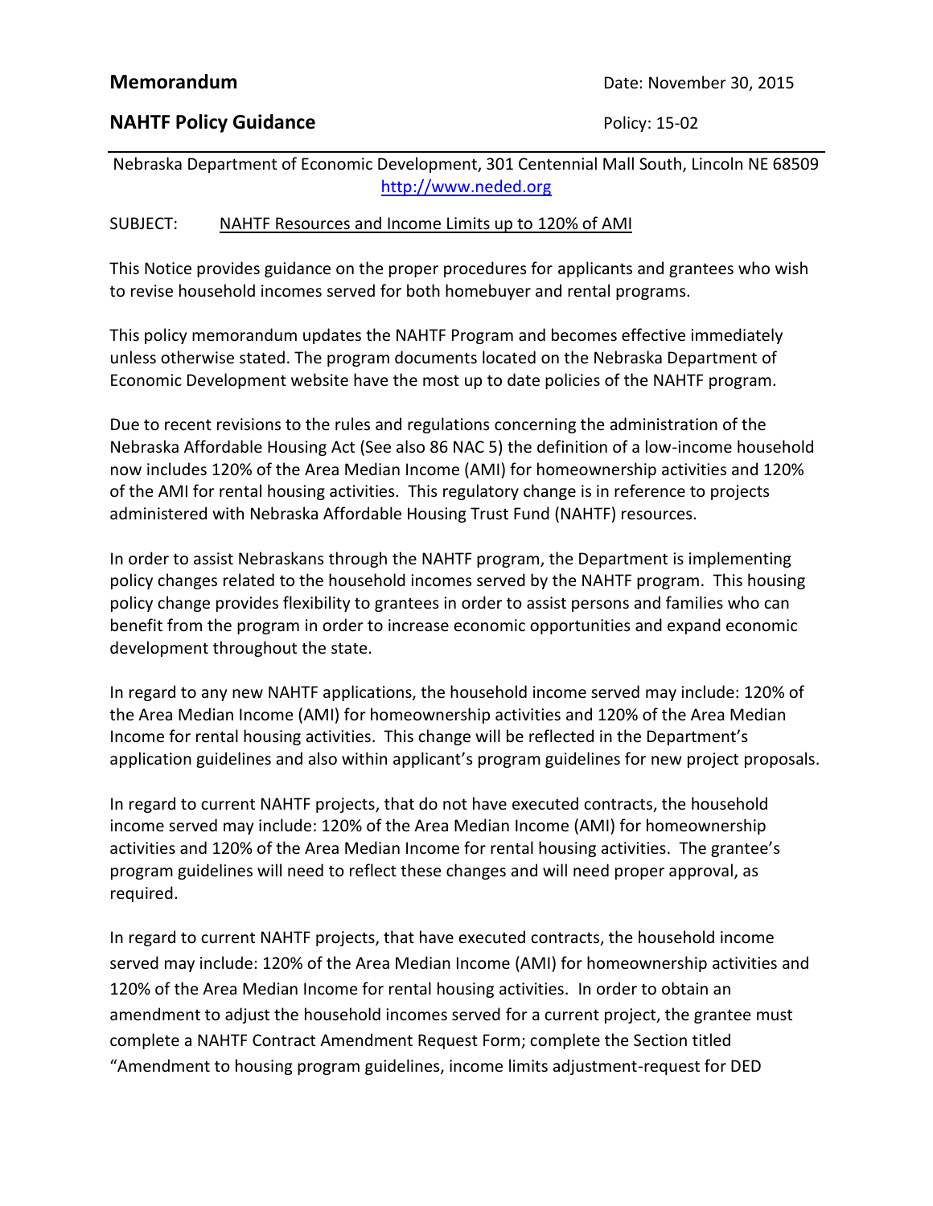**Memorandum** Date: November 30, 2015

**NAHTF Policy Guidance** Policy: 15-02

---

Nebraska Department of Economic Development, 301 Centennial Mall South, Lincoln NE 68509
http://www.neded.org

SUBJECT: NAHTF Resources and Income Limits up to 120% of AMI

This Notice provides guidance on the proper procedures for applicants and grantees who wish to revise household incomes served for both homebuyer and rental programs.

This policy memorandum updates the NAHTF Program and becomes effective immediately unless otherwise stated. The program documents located on the Nebraska Department of Economic Development website have the most up to date policies of the NAHTF program.

Due to recent revisions to the rules and regulations concerning the administration of the Nebraska Affordable Housing Act (See also 86 NAC 5) the definition of a low-income household now includes 120% of the Area Median Income (AMI) for homeownership activities and 120% of the AMI for rental housing activities. This regulatory change is in reference to projects administered with Nebraska Affordable Housing Trust Fund (NAHTF) resources.

In order to assist Nebraskans through the NAHTF program, the Department is implementing policy changes related to the household incomes served by the NAHTF program. This housing policy change provides flexibility to grantees in order to assist persons and families who can benefit from the program in order to increase economic opportunities and expand economic development throughout the state.

In regard to any new NAHTF applications, the household income served may include: 120% of the Area Median Income (AMI) for homeownership activities and 120% of the Area Median Income for rental housing activities. This change will be reflected in the Department's application guidelines and also within applicant's program guidelines for new project proposals.

In regard to current NAHTF projects, that do not have executed contracts, the household income served may include: 120% of the Area Median Income (AMI) for homeownership activities and 120% of the Area Median Income for rental housing activities. The grantee's program guidelines will need to reflect these changes and will need proper approval, as required.

In regard to current NAHTF projects, that have executed contracts, the household income served may include: 120% of the Area Median Income (AMI) for homeownership activities and 120% of the Area Median Income for rental housing activities. In order to obtain an amendment to adjust the household incomes served for a current project, the grantee must complete a NAHTF Contract Amendment Request Form; complete the Section titled "Amendment to housing program guidelines, income limits adjustment-request for DED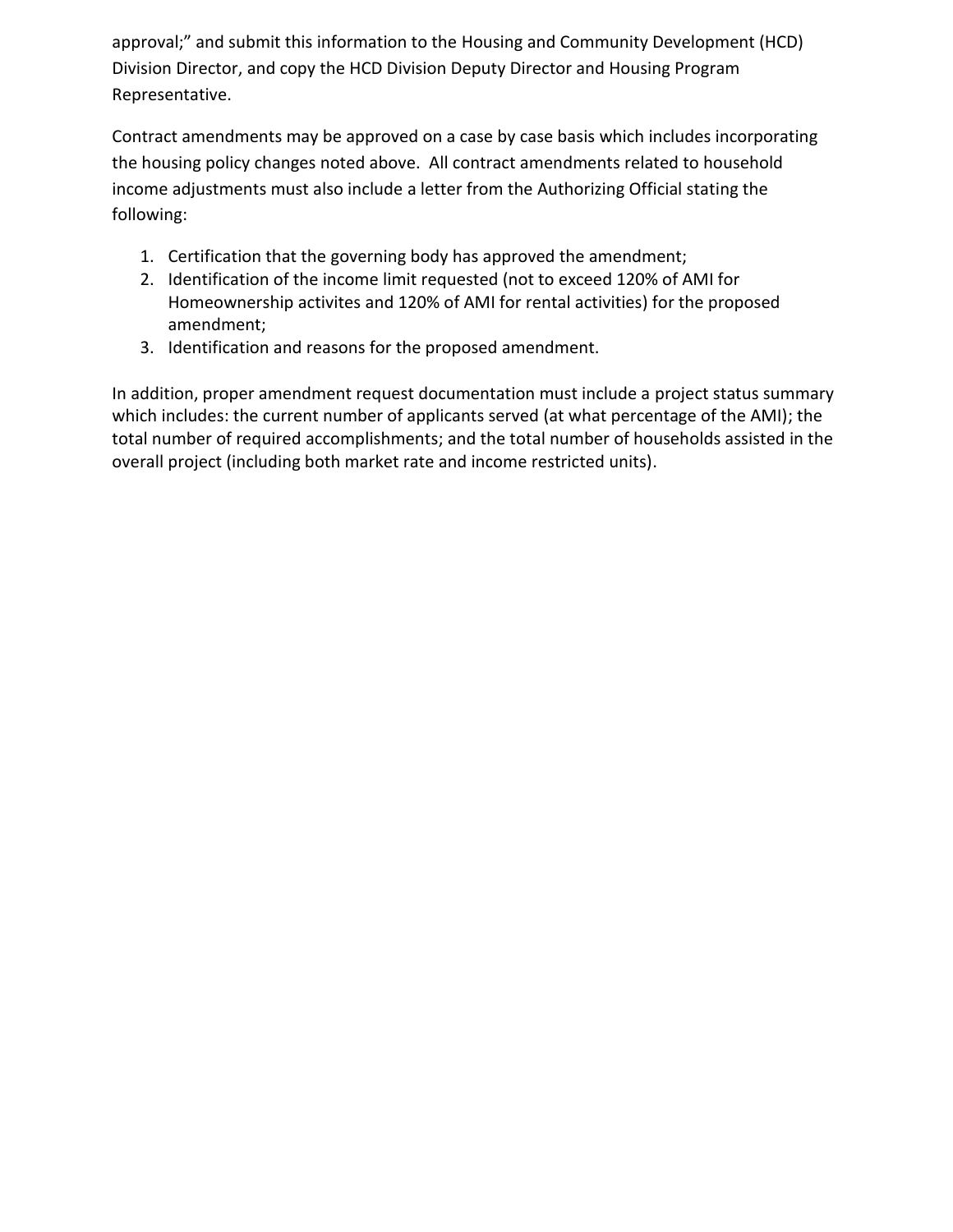approval;" and submit this information to the Housing and Community Development (HCD) Division Director, and copy the HCD Division Deputy Director and Housing Program Representative.

Contract amendments may be approved on a case by case basis which includes incorporating the housing policy changes noted above. All contract amendments related to household income adjustments must also include a letter from the Authorizing Official stating the following:

1. Certification that the governing body has approved the amendment;
2. Identification of the income limit requested (not to exceed 120% of AMI for Homeownership activites and 120% of AMI for rental activities) for the proposed amendment;
3. Identification and reasons for the proposed amendment.

In addition, proper amendment request documentation must include a project status summary which includes: the current number of applicants served (at what percentage of the AMI); the total number of required accomplishments; and the total number of households assisted in the overall project (including both market rate and income restricted units).